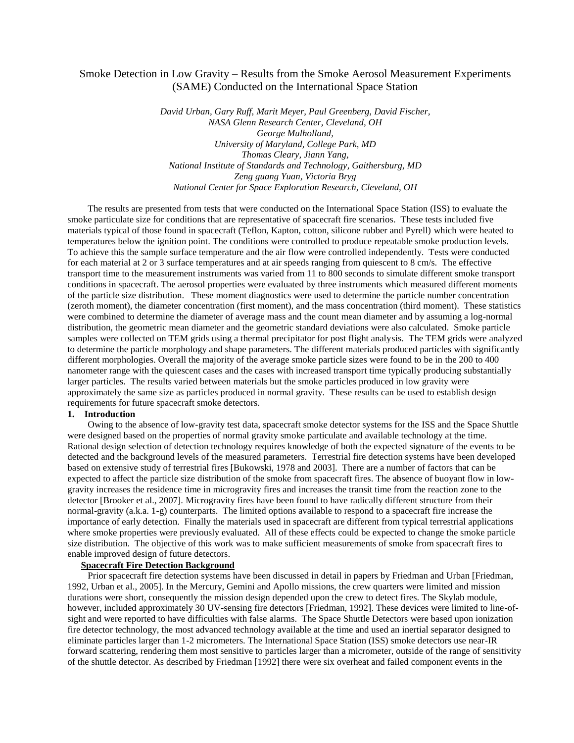# Smoke Detection in Low Gravity – Results from the Smoke Aerosol Measurement Experiments (SAME) Conducted on the International Space Station

*David Urban, Gary Ruff, Marit Meyer, Paul Greenberg, David Fischer,*
*NASA Glenn Research Center, Cleveland, OH*
*George Mulholland,*
*University of Maryland, College Park, MD*
*Thomas Cleary, Jiann Yang,*
*National Institute of Standards and Technology, Gaithersburg, MD*
*Zeng guang Yuan, Victoria Bryg*
*National Center for Space Exploration Research, Cleveland, OH*

The results are presented from tests that were conducted on the International Space Station (ISS) to evaluate the smoke particulate size for conditions that are representative of spacecraft fire scenarios. These tests included five materials typical of those found in spacecraft (Teflon, Kapton, cotton, silicone rubber and Pyrell) which were heated to temperatures below the ignition point. The conditions were controlled to produce repeatable smoke production levels. To achieve this the sample surface temperature and the air flow were controlled independently. Tests were conducted for each material at 2 or 3 surface temperatures and at air speeds ranging from quiescent to 8 cm/s. The effective transport time to the measurement instruments was varied from 11 to 800 seconds to simulate different smoke transport conditions in spacecraft. The aerosol properties were evaluated by three instruments which measured different moments of the particle size distribution. These moment diagnostics were used to determine the particle number concentration (zeroth moment), the diameter concentration (first moment), and the mass concentration (third moment). These statistics were combined to determine the diameter of average mass and the count mean diameter and by assuming a log-normal distribution, the geometric mean diameter and the geometric standard deviations were also calculated. Smoke particle samples were collected on TEM grids using a thermal precipitator for post flight analysis. The TEM grids were analyzed to determine the particle morphology and shape parameters. The different materials produced particles with significantly different morphologies. Overall the majority of the average smoke particle sizes were found to be in the 200 to 400 nanometer range with the quiescent cases and the cases with increased transport time typically producing substantially larger particles. The results varied between materials but the smoke particles produced in low gravity were approximately the same size as particles produced in normal gravity. These results can be used to establish design requirements for future spacecraft smoke detectors.

## 1. Introduction

Owing to the absence of low-gravity test data, spacecraft smoke detector systems for the ISS and the Space Shuttle were designed based on the properties of normal gravity smoke particulate and available technology at the time. Rational design selection of detection technology requires knowledge of both the expected signature of the events to be detected and the background levels of the measured parameters. Terrestrial fire detection systems have been developed based on extensive study of terrestrial fires [Bukowski, 1978 and 2003]. There are a number of factors that can be expected to affect the particle size distribution of the smoke from spacecraft fires. The absence of buoyant flow in low-gravity increases the residence time in microgravity fires and increases the transit time from the reaction zone to the detector [Brooker et al., 2007]. Microgravity fires have been found to have radically different structure from their normal-gravity (a.k.a. 1-g) counterparts. The limited options available to respond to a spacecraft fire increase the importance of early detection. Finally the materials used in spacecraft are different from typical terrestrial applications where smoke properties were previously evaluated. All of these effects could be expected to change the smoke particle size distribution. The objective of this work was to make sufficient measurements of smoke from spacecraft fires to enable improved design of future detectors.

### Spacecraft Fire Detection Background

Prior spacecraft fire detection systems have been discussed in detail in papers by Friedman and Urban [Friedman, 1992, Urban et al., 2005]. In the Mercury, Gemini and Apollo missions, the crew quarters were limited and mission durations were short, consequently the mission design depended upon the crew to detect fires. The Skylab module, however, included approximately 30 UV-sensing fire detectors [Friedman, 1992]. These devices were limited to line-of-sight and were reported to have difficulties with false alarms. The Space Shuttle Detectors were based upon ionization fire detector technology, the most advanced technology available at the time and used an inertial separator designed to eliminate particles larger than 1-2 micrometers. The International Space Station (ISS) smoke detectors use near-IR forward scattering, rendering them most sensitive to particles larger than a micrometer, outside of the range of sensitivity of the shuttle detector. As described by Friedman [1992] there were six overheat and failed component events in the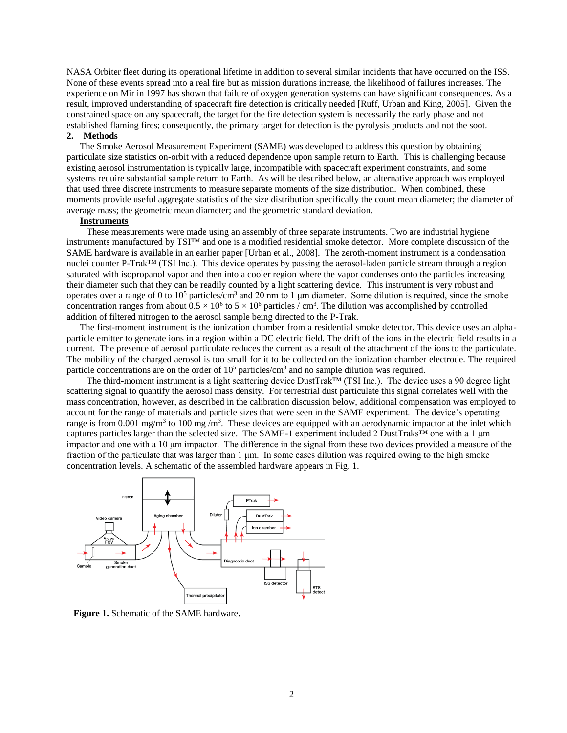NASA Orbiter fleet during its operational lifetime in addition to several similar incidents that have occurred on the ISS. None of these events spread into a real fire but as mission durations increase, the likelihood of failures increases. The experience on Mir in 1997 has shown that failure of oxygen generation systems can have significant consequences. As a result, improved understanding of spacecraft fire detection is critically needed [Ruff, Urban and King, 2005]. Given the constrained space on any spacecraft, the target for the fire detection system is necessarily the early phase and not established flaming fires; consequently, the primary target for detection is the pyrolysis products and not the soot.

## 2. Methods

The Smoke Aerosol Measurement Experiment (SAME) was developed to address this question by obtaining particulate size statistics on-orbit with a reduced dependence upon sample return to Earth. This is challenging because existing aerosol instrumentation is typically large, incompatible with spacecraft experiment constraints, and some systems require substantial sample return to Earth. As will be described below, an alternative approach was employed that used three discrete instruments to measure separate moments of the size distribution. When combined, these moments provide useful aggregate statistics of the size distribution specifically the count mean diameter; the diameter of average mass; the geometric mean diameter; and the geometric standard deviation.

### Instruments

These measurements were made using an assembly of three separate instruments. Two are industrial hygiene instruments manufactured by TSI™ and one is a modified residential smoke detector. More complete discussion of the SAME hardware is available in an earlier paper [Urban et al., 2008]. The zeroth-moment instrument is a condensation nuclei counter P-Trak™ (TSI Inc.). This device operates by passing the aerosol-laden particle stream through a region saturated with isopropanol vapor and then into a cooler region where the vapor condenses onto the particles increasing their diameter such that they can be readily counted by a light scattering device. This instrument is very robust and operates over a range of 0 to $10^5$ particles/cm$^3$ and 20 nm to 1 µm diameter. Some dilution is required, since the smoke concentration ranges from about $0.5 \times 10^6$ to $5 \times 10^6$ particles / cm$^3$. The dilution was accomplished by controlled addition of filtered nitrogen to the aerosol sample being directed to the P-Trak.

The first-moment instrument is the ionization chamber from a residential smoke detector. This device uses an alpha-particle emitter to generate ions in a region within a DC electric field. The drift of the ions in the electric field results in a current. The presence of aerosol particulate reduces the current as a result of the attachment of the ions to the particulate. The mobility of the charged aerosol is too small for it to be collected on the ionization chamber electrode. The required particle concentrations are on the order of $10^5$ particles/cm$^3$ and no sample dilution was required.

The third-moment instrument is a light scattering device DustTrak™ (TSI Inc.). The device uses a 90 degree light scattering signal to quantify the aerosol mass density. For terrestrial dust particulate this signal correlates well with the mass concentration, however, as described in the calibration discussion below, additional compensation was employed to account for the range of materials and particle sizes that were seen in the SAME experiment. The device's operating range is from 0.001 mg/m$^3$ to 100 mg /m$^3$. These devices are equipped with an aerodynamic impactor at the inlet which captures particles larger than the selected size. The SAME-1 experiment included 2 DustTraks™ one with a 1 µm impactor and one with a 10 µm impactor. The difference in the signal from these two devices provided a measure of the fraction of the particulate that was larger than 1 µm. In some cases dilution was required owing to the high smoke concentration levels. A schematic of the assembled hardware appears in Fig. 1.

**Figure 1.** Schematic of the SAME hardware.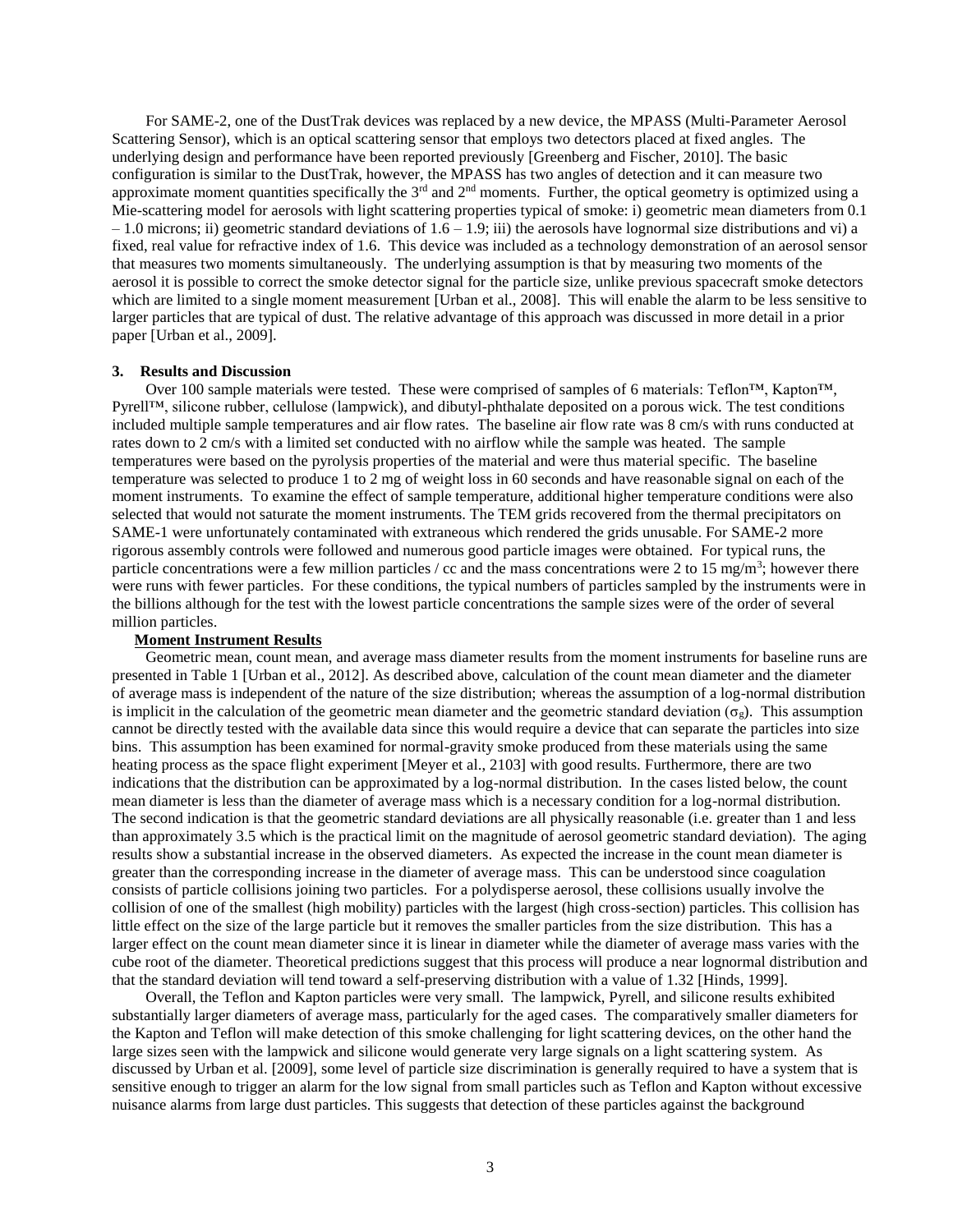For SAME-2, one of the DustTrak devices was replaced by a new device, the MPASS (Multi-Parameter Aerosol Scattering Sensor), which is an optical scattering sensor that employs two detectors placed at fixed angles. The underlying design and performance have been reported previously [Greenberg and Fischer, 2010]. The basic configuration is similar to the DustTrak, however, the MPASS has two angles of detection and it can measure two approximate moment quantities specifically the 3rd and 2nd moments. Further, the optical geometry is optimized using a Mie-scattering model for aerosols with light scattering properties typical of smoke: i) geometric mean diameters from 0.1 – 1.0 microns; ii) geometric standard deviations of 1.6 – 1.9; iii) the aerosols have lognormal size distributions and vi) a fixed, real value for refractive index of 1.6. This device was included as a technology demonstration of an aerosol sensor that measures two moments simultaneously. The underlying assumption is that by measuring two moments of the aerosol it is possible to correct the smoke detector signal for the particle size, unlike previous spacecraft smoke detectors which are limited to a single moment measurement [Urban et al., 2008]. This will enable the alarm to be less sensitive to larger particles that are typical of dust. The relative advantage of this approach was discussed in more detail in a prior paper [Urban et al., 2009].

## 3. Results and Discussion

Over 100 sample materials were tested. These were comprised of samples of 6 materials: Teflon™, Kapton™, Pyrell™, silicone rubber, cellulose (lampwick), and dibutyl-phthalate deposited on a porous wick. The test conditions included multiple sample temperatures and air flow rates. The baseline air flow rate was 8 cm/s with runs conducted at rates down to 2 cm/s with a limited set conducted with no airflow while the sample was heated. The sample temperatures were based on the pyrolysis properties of the material and were thus material specific. The baseline temperature was selected to produce 1 to 2 mg of weight loss in 60 seconds and have reasonable signal on each of the moment instruments. To examine the effect of sample temperature, additional higher temperature conditions were also selected that would not saturate the moment instruments. The TEM grids recovered from the thermal precipitators on SAME-1 were unfortunately contaminated with extraneous which rendered the grids unusable. For SAME-2 more rigorous assembly controls were followed and numerous good particle images were obtained. For typical runs, the particle concentrations were a few million particles / cc and the mass concentrations were 2 to 15 mg/m$^3$; however there were runs with fewer particles. For these conditions, the typical numbers of particles sampled by the instruments were in the billions although for the test with the lowest particle concentrations the sample sizes were of the order of several million particles.

### Moment Instrument Results

Geometric mean, count mean, and average mass diameter results from the moment instruments for baseline runs are presented in Table 1 [Urban et al., 2012]. As described above, calculation of the count mean diameter and the diameter of average mass is independent of the nature of the size distribution; whereas the assumption of a log-normal distribution is implicit in the calculation of the geometric mean diameter and the geometric standard deviation ($\sigma_g$). This assumption cannot be directly tested with the available data since this would require a device that can separate the particles into size bins. This assumption has been examined for normal-gravity smoke produced from these materials using the same heating process as the space flight experiment [Meyer et al., 2103] with good results. Furthermore, there are two indications that the distribution can be approximated by a log-normal distribution. In the cases listed below, the count mean diameter is less than the diameter of average mass which is a necessary condition for a log-normal distribution. The second indication is that the geometric standard deviations are all physically reasonable (i.e. greater than 1 and less than approximately 3.5 which is the practical limit on the magnitude of aerosol geometric standard deviation). The aging results show a substantial increase in the observed diameters. As expected the increase in the count mean diameter is greater than the corresponding increase in the diameter of average mass. This can be understood since coagulation consists of particle collisions joining two particles. For a polydisperse aerosol, these collisions usually involve the collision of one of the smallest (high mobility) particles with the largest (high cross-section) particles. This collision has little effect on the size of the large particle but it removes the smaller particles from the size distribution. This has a larger effect on the count mean diameter since it is linear in diameter while the diameter of average mass varies with the cube root of the diameter. Theoretical predictions suggest that this process will produce a near lognormal distribution and that the standard deviation will tend toward a self-preserving distribution with a value of 1.32 [Hinds, 1999].

Overall, the Teflon and Kapton particles were very small. The lampwick, Pyrell, and silicone results exhibited substantially larger diameters of average mass, particularly for the aged cases. The comparatively smaller diameters for the Kapton and Teflon will make detection of this smoke challenging for light scattering devices, on the other hand the large sizes seen with the lampwick and silicone would generate very large signals on a light scattering system. As discussed by Urban et al. [2009], some level of particle size discrimination is generally required to have a system that is sensitive enough to trigger an alarm for the low signal from small particles such as Teflon and Kapton without excessive nuisance alarms from large dust particles. This suggests that detection of these particles against the background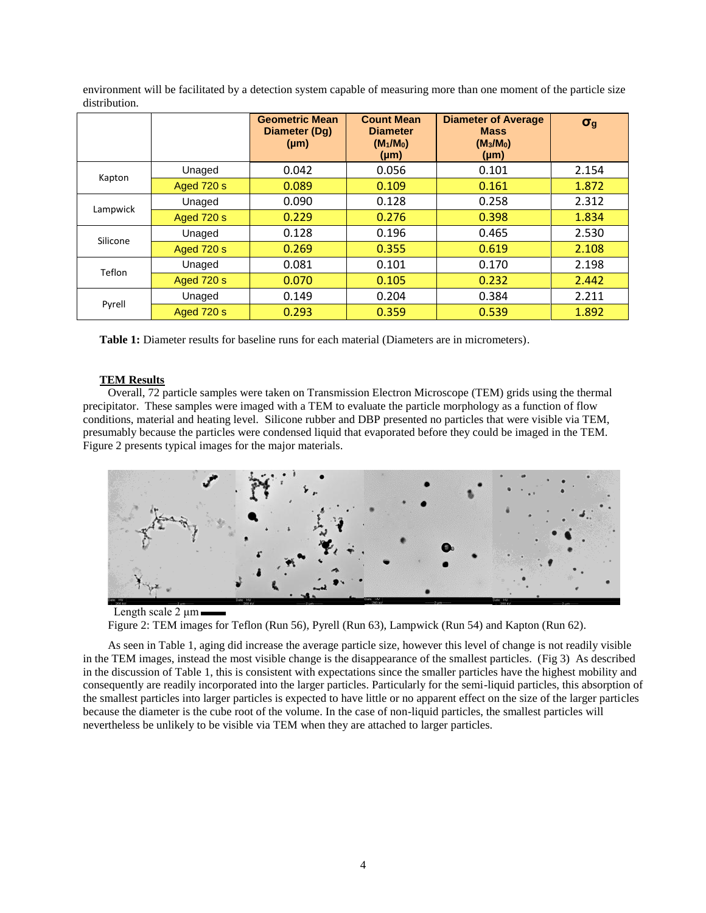environment will be facilitated by a detection system capable of measuring more than one moment of the particle size distribution.

| | | Geometric Mean Diameter (Dg) (μm) | Count Mean Diameter ($M_1/M_0$) (μm) | Diameter of Average Mass ($M_3/M_0$) (μm) | $\sigma_g$ |
|---|---|---|---|---|---|
| Kapton | Unaged | 0.042 | 0.056 | 0.101 | 2.154 |
| | Aged 720 s | 0.089 | 0.109 | 0.161 | 1.872 |
| Lampwick | Unaged | 0.090 | 0.128 | 0.258 | 2.312 |
| | Aged 720 s | 0.229 | 0.276 | 0.398 | 1.834 |
| Silicone | Unaged | 0.128 | 0.196 | 0.465 | 2.530 |
| | Aged 720 s | 0.269 | 0.355 | 0.619 | 2.108 |
| Teflon | Unaged | 0.081 | 0.101 | 0.170 | 2.198 |
| | Aged 720 s | 0.070 | 0.105 | 0.232 | 2.442 |
| Pyrell | Unaged | 0.149 | 0.204 | 0.384 | 2.211 |
| | Aged 720 s | 0.293 | 0.359 | 0.539 | 1.892 |

**Table 1:** Diameter results for baseline runs for each material (Diameters are in micrometers).

**TEM Results**

Overall, 72 particle samples were taken on Transmission Electron Microscope (TEM) grids using the thermal precipitator. These samples were imaged with a TEM to evaluate the particle morphology as a function of flow conditions, material and heating level. Silicone rubber and DBP presented no particles that were visible via TEM, presumably because the particles were condensed liquid that evaporated before they could be imaged in the TEM. Figure 2 presents typical images for the major materials.

Length scale 2 μm

Figure 2: TEM images for Teflon (Run 56), Pyrell (Run 63), Lampwick (Run 54) and Kapton (Run 62).

As seen in Table 1, aging did increase the average particle size, however this level of change is not readily visible in the TEM images, instead the most visible change is the disappearance of the smallest particles. (Fig 3) As described in the discussion of Table 1, this is consistent with expectations since the smaller particles have the highest mobility and consequently are readily incorporated into the larger particles. Particularly for the semi-liquid particles, this absorption of the smallest particles into larger particles is expected to have little or no apparent effect on the size of the larger particles because the diameter is the cube root of the volume. In the case of non-liquid particles, the smallest particles will nevertheless be unlikely to be visible via TEM when they are attached to larger particles.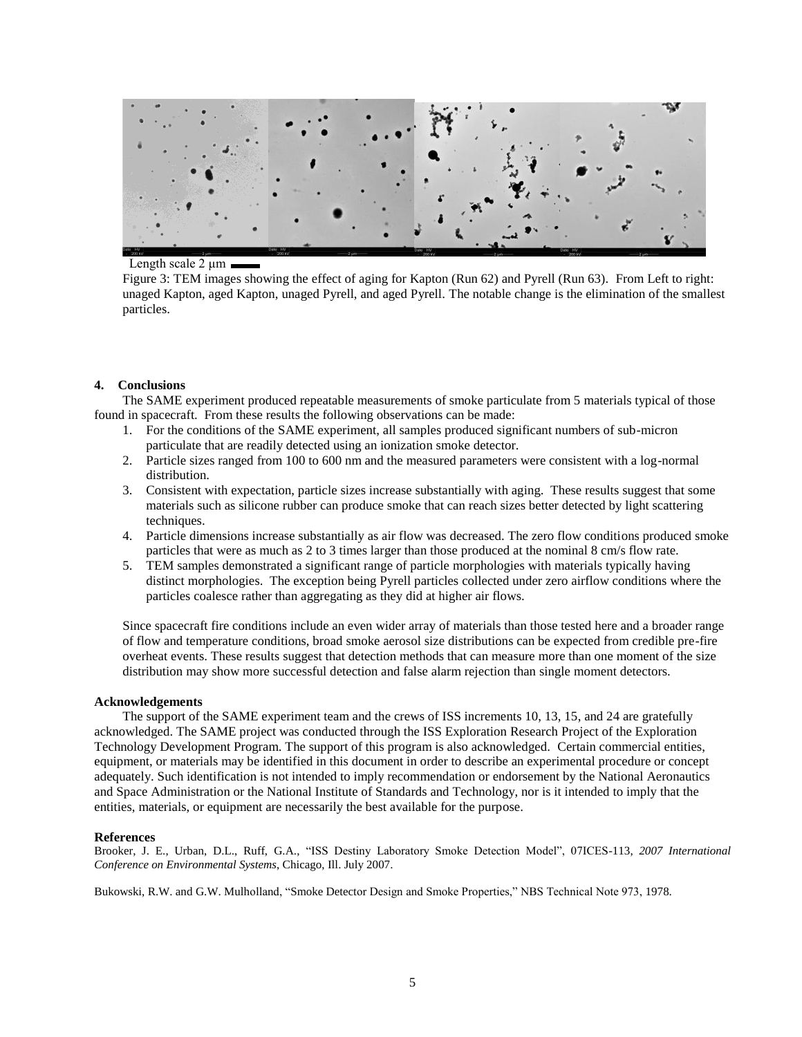Length scale 2 μm

Figure 3: TEM images showing the effect of aging for Kapton (Run 62) and Pyrell (Run 63). From Left to right: unaged Kapton, aged Kapton, unaged Pyrell, and aged Pyrell. The notable change is the elimination of the smallest particles.

## 4. Conclusions

The SAME experiment produced repeatable measurements of smoke particulate from 5 materials typical of those found in spacecraft. From these results the following observations can be made:

1. For the conditions of the SAME experiment, all samples produced significant numbers of sub-micron particulate that are readily detected using an ionization smoke detector.
2. Particle sizes ranged from 100 to 600 nm and the measured parameters were consistent with a log-normal distribution.
3. Consistent with expectation, particle sizes increase substantially with aging. These results suggest that some materials such as silicone rubber can produce smoke that can reach sizes better detected by light scattering techniques.
4. Particle dimensions increase substantially as air flow was decreased. The zero flow conditions produced smoke particles that were as much as 2 to 3 times larger than those produced at the nominal 8 cm/s flow rate.
5. TEM samples demonstrated a significant range of particle morphologies with materials typically having distinct morphologies. The exception being Pyrell particles collected under zero airflow conditions where the particles coalesce rather than aggregating as they did at higher air flows.

Since spacecraft fire conditions include an even wider array of materials than those tested here and a broader range of flow and temperature conditions, broad smoke aerosol size distributions can be expected from credible pre-fire overheat events. These results suggest that detection methods that can measure more than one moment of the size distribution may show more successful detection and false alarm rejection than single moment detectors.

### Acknowledgements

The support of the SAME experiment team and the crews of ISS increments 10, 13, 15, and 24 are gratefully acknowledged. The SAME project was conducted through the ISS Exploration Research Project of the Exploration Technology Development Program. The support of this program is also acknowledged. Certain commercial entities, equipment, or materials may be identified in this document in order to describe an experimental procedure or concept adequately. Such identification is not intended to imply recommendation or endorsement by the National Aeronautics and Space Administration or the National Institute of Standards and Technology, nor is it intended to imply that the entities, materials, or equipment are necessarily the best available for the purpose.

### References

Brooker, J. E., Urban, D.L., Ruff, G.A., "ISS Destiny Laboratory Smoke Detection Model", 07ICES-113, *2007 International Conference on Environmental Systems*, Chicago, Ill. July 2007.

Bukowski, R.W. and G.W. Mulholland, "Smoke Detector Design and Smoke Properties," NBS Technical Note 973, 1978.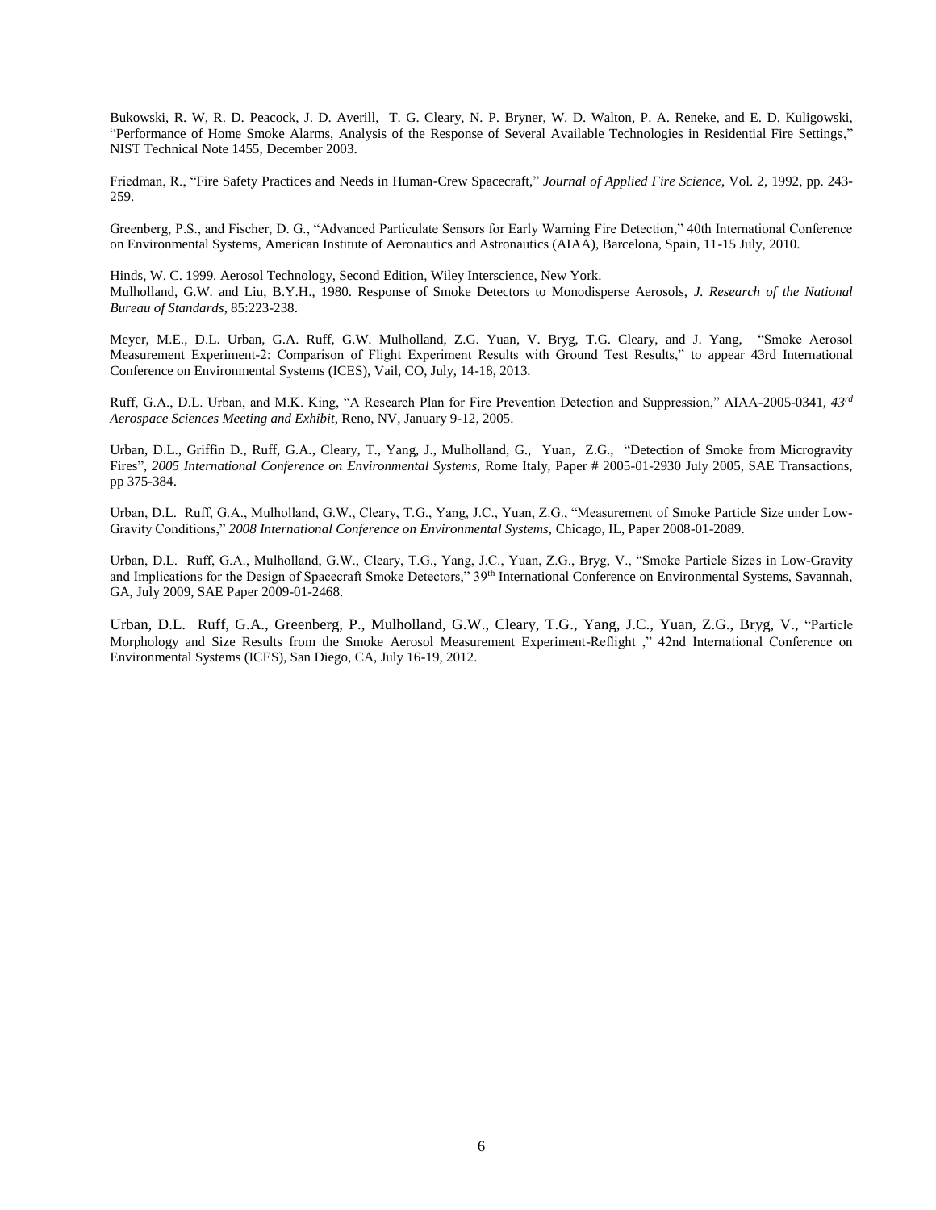Bukowski, R. W, R. D. Peacock, J. D. Averill, T. G. Cleary, N. P. Bryner, W. D. Walton, P. A. Reneke, and E. D. Kuligowski, "Performance of Home Smoke Alarms, Analysis of the Response of Several Available Technologies in Residential Fire Settings," NIST Technical Note 1455, December 2003.

Friedman, R., "Fire Safety Practices and Needs in Human-Crew Spacecraft," *Journal of Applied Fire Science*, Vol. 2, 1992, pp. 243-259.

Greenberg, P.S., and Fischer, D. G., "Advanced Particulate Sensors for Early Warning Fire Detection," 40th International Conference on Environmental Systems, American Institute of Aeronautics and Astronautics (AIAA), Barcelona, Spain, 11-15 July, 2010.

Hinds, W. C. 1999. Aerosol Technology, Second Edition, Wiley Interscience, New York.
Mulholland, G.W. and Liu, B.Y.H., 1980. Response of Smoke Detectors to Monodisperse Aerosols, *J. Research of the National Bureau of Standards*, 85:223-238.

Meyer, M.E., D.L. Urban, G.A. Ruff, G.W. Mulholland, Z.G. Yuan, V. Bryg, T.G. Cleary, and J. Yang, "Smoke Aerosol Measurement Experiment-2: Comparison of Flight Experiment Results with Ground Test Results," to appear 43rd International Conference on Environmental Systems (ICES), Vail, CO, July, 14-18, 2013.

Ruff, G.A., D.L. Urban, and M.K. King, "A Research Plan for Fire Prevention Detection and Suppression," AIAA-2005-0341, *43rd Aerospace Sciences Meeting and Exhibit*, Reno, NV, January 9-12, 2005.

Urban, D.L., Griffin D., Ruff, G.A., Cleary, T., Yang, J., Mulholland, G., Yuan, Z.G., "Detection of Smoke from Microgravity Fires", *2005 International Conference on Environmental Systems*, Rome Italy, Paper # 2005-01-2930 July 2005, SAE Transactions, pp 375-384.

Urban, D.L. Ruff, G.A., Mulholland, G.W., Cleary, T.G., Yang, J.C., Yuan, Z.G., "Measurement of Smoke Particle Size under Low-Gravity Conditions," *2008 International Conference on Environmental Systems*, Chicago, IL, Paper 2008-01-2089.

Urban, D.L. Ruff, G.A., Mulholland, G.W., Cleary, T.G., Yang, J.C., Yuan, Z.G., Bryg, V., "Smoke Particle Sizes in Low-Gravity and Implications for the Design of Spacecraft Smoke Detectors," 39th International Conference on Environmental Systems, Savannah, GA, July 2009, SAE Paper 2009-01-2468.

Urban, D.L. Ruff, G.A., Greenberg, P., Mulholland, G.W., Cleary, T.G., Yang, J.C., Yuan, Z.G., Bryg, V., "Particle Morphology and Size Results from the Smoke Aerosol Measurement Experiment-Reflight ," 42nd International Conference on Environmental Systems (ICES), San Diego, CA, July 16-19, 2012.